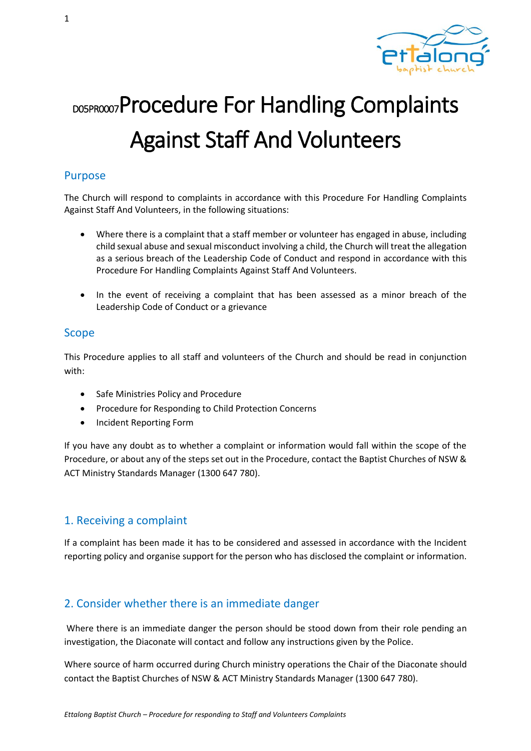# D05PR0007Procedure For Handling Complaints Against Staff And Volunteers

## Purpose

The Church will respond to complaints in accordance with this Procedure For Handling Complaints Against Staff And Volunteers, in the following situations:

- Where there is a complaint that a staff member or volunteer has engaged in abuse, including child sexual abuse and sexual misconduct involving a child, the Church will treat the allegation as a serious breach of the Leadership Code of Conduct and respond in accordance with this Procedure For Handling Complaints Against Staff And Volunteers.
- In the event of receiving a complaint that has been assessed as a minor breach of the Leadership Code of Conduct or a grievance

## Scope

This Procedure applies to all staff and volunteers of the Church and should be read in conjunction with:

- Safe Ministries Policy and Procedure
- Procedure for Responding to Child Protection Concerns
- Incident Reporting Form

If you have any doubt as to whether a complaint or information would fall within the scope of the Procedure, or about any of the steps set out in the Procedure, contact the Baptist Churches of NSW & ACT Ministry Standards Manager (1300 647 780).

## 1. Receiving a complaint

If a complaint has been made it has to be considered and assessed in accordance with the Incident reporting policy and organise support for the person who has disclosed the complaint or information.

## 2. Consider whether there is an immediate danger

Where there is an immediate danger the person should be stood down from their role pending an investigation, the Diaconate will contact and follow any instructions given by the Police.

Where source of harm occurred during Church ministry operations the Chair of the Diaconate should contact the Baptist Churches of NSW & ACT Ministry Standards Manager (1300 647 780).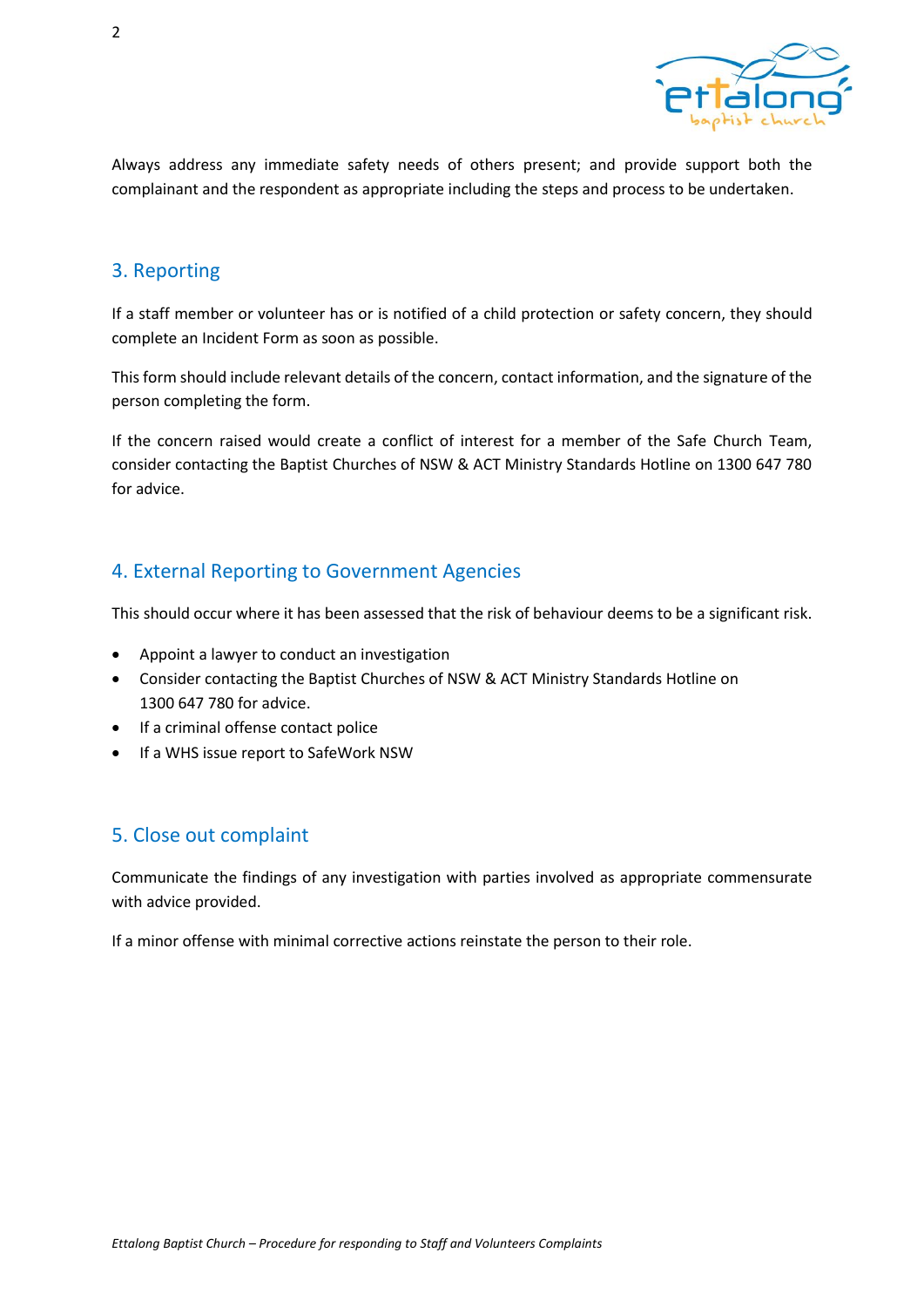Always address any immediate safety needs of others present; and provide support both the complainant and the respondent as appropriate including the steps and process to be undertaken.

## 3. Reporting

If a staff member or volunteer has or is notified of a child protection or safety concern, they should complete an Incident Form as soon as possible.

This form should include relevant details of the concern, contact information, and the signature of the person completing the form.

If the concern raised would create a conflict of interest for a member of the Safe Church Team, consider contacting the Baptist Churches of NSW & ACT Ministry Standards Hotline on 1300 647 780 for advice.

## 4. External Reporting to Government Agencies

This should occur where it has been assessed that the risk of behaviour deems to be a significant risk.

- Appoint a lawyer to conduct an investigation
- Consider contacting the Baptist Churches of NSW & ACT Ministry Standards Hotline on 1300 647 780 for advice.
- If a criminal offense contact police
- If a WHS issue report to SafeWork NSW

## 5. Close out complaint

Communicate the findings of any investigation with parties involved as appropriate commensurate with advice provided.

If a minor offense with minimal corrective actions reinstate the person to their role.